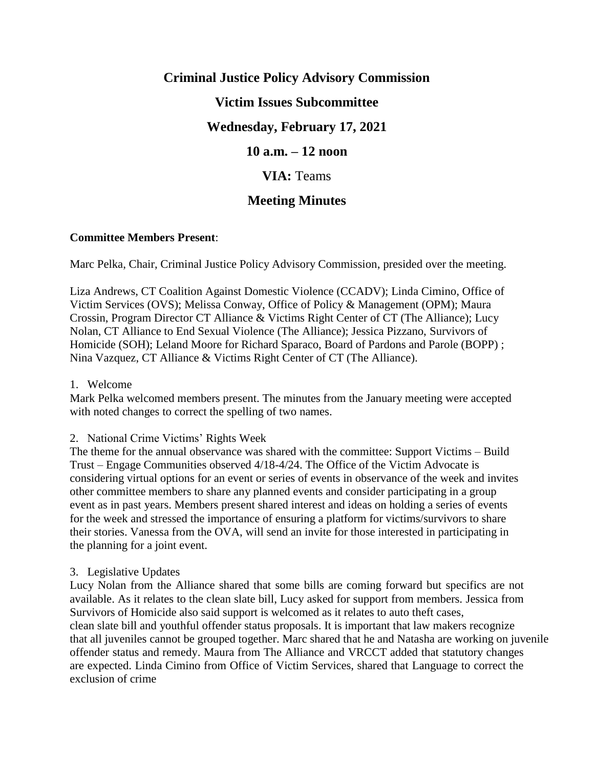# Criminal Justice Policy Advisory Commission

## Victim Issues Subcommittee

## Wednesday, February 17, 2021

## 10 a.m. – 12 noon

## VIA: Teams

## Meeting Minutes

**Committee Members Present**:

Marc Pelka, Chair, Criminal Justice Policy Advisory Commission, presided over the meeting.

Liza Andrews, CT Coalition Against Domestic Violence (CCADV); Linda Cimino, Office of Victim Services (OVS); Melissa Conway, Office of Policy & Management (OPM); Maura Crossin, Program Director CT Alliance & Victims Right Center of CT (The Alliance); Lucy Nolan, CT Alliance to End Sexual Violence (The Alliance); Jessica Pizzano, Survivors of Homicide (SOH); Leland Moore for Richard Sparaco, Board of Pardons and Parole (BOPP) ; Nina Vazquez, CT Alliance & Victims Right Center of CT (The Alliance).

1. Welcome

Mark Pelka welcomed members present. The minutes from the January meeting were accepted with noted changes to correct the spelling of two names.

2. National Crime Victims' Rights Week

The theme for the annual observance was shared with the committee: Support Victims – Build Trust – Engage Communities observed 4/18-4/24. The Office of the Victim Advocate is considering virtual options for an event or series of events in observance of the week and invites other committee members to share any planned events and consider participating in a group event as in past years. Members present shared interest and ideas on holding a series of events for the week and stressed the importance of ensuring a platform for victims/survivors to share their stories. Vanessa from the OVA, will send an invite for those interested in participating in the planning for a joint event.

3. Legislative Updates

Lucy Nolan from the Alliance shared that some bills are coming forward but specifics are not available. As it relates to the clean slate bill, Lucy asked for support from members. Jessica from Survivors of Homicide also said support is welcomed as it relates to auto theft cases, clean slate bill and youthful offender status proposals. It is important that law makers recognize that all juveniles cannot be grouped together. Marc shared that he and Natasha are working on juvenile offender status and remedy. Maura from The Alliance and VRCCT added that statutory changes are expected. Linda Cimino from Office of Victim Services, shared that Language to correct the exclusion of crime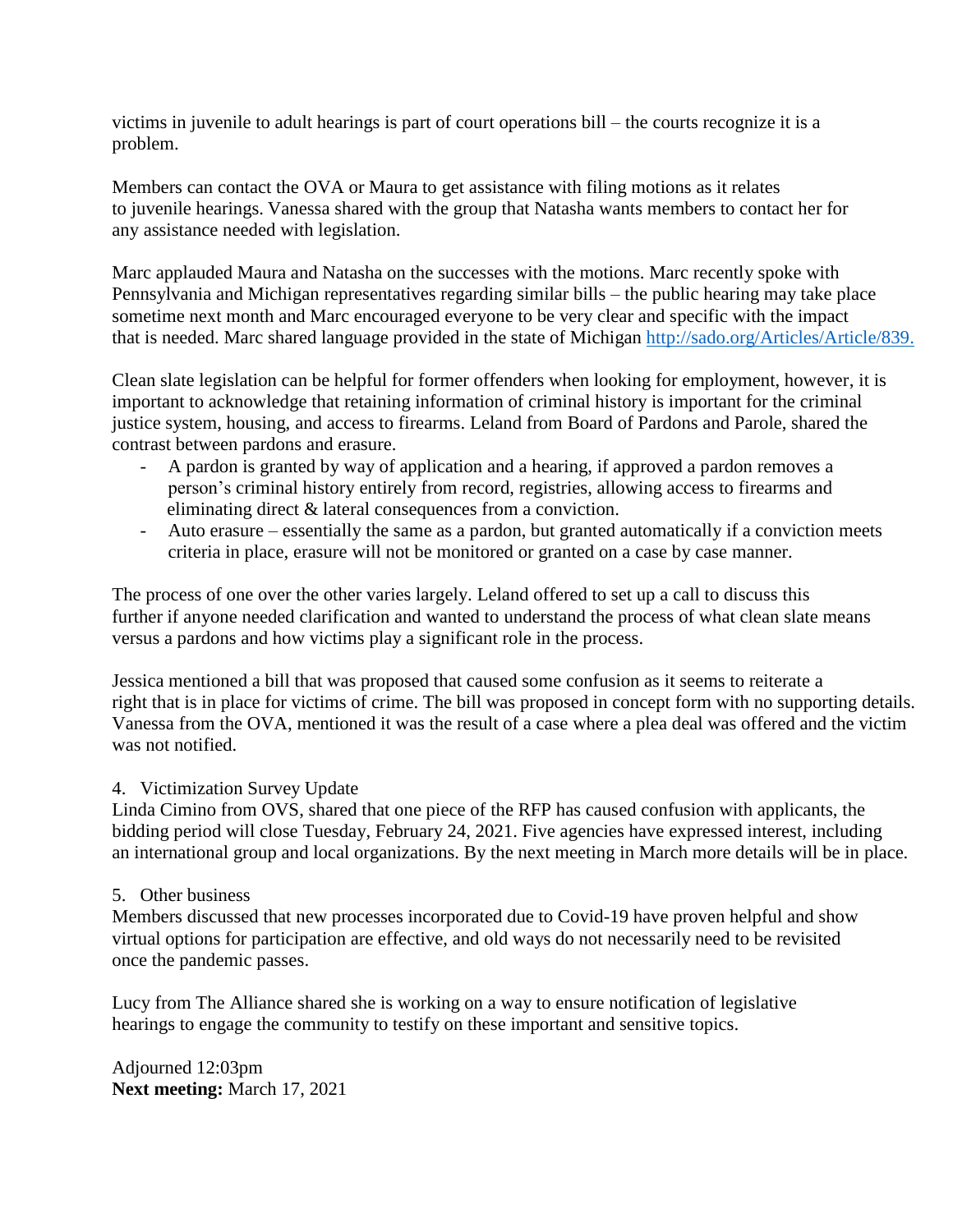victims in juvenile to adult hearings is part of court operations bill – the courts recognize it is a problem.

Members can contact the OVA or Maura to get assistance with filing motions as it relates to juvenile hearings. Vanessa shared with the group that Natasha wants members to contact her for any assistance needed with legislation.

Marc applauded Maura and Natasha on the successes with the motions. Marc recently spoke with Pennsylvania and Michigan representatives regarding similar bills – the public hearing may take place sometime next month and Marc encouraged everyone to be very clear and specific with the impact that is needed. Marc shared language provided in the state of Michigan http://sado.org/Articles/Article/839.

Clean slate legislation can be helpful for former offenders when looking for employment, however, it is important to acknowledge that retaining information of criminal history is important for the criminal justice system, housing, and access to firearms. Leland from Board of Pardons and Parole, shared the contrast between pardons and erasure.

- A pardon is granted by way of application and a hearing, if approved a pardon removes a person's criminal history entirely from record, registries, allowing access to firearms and eliminating direct & lateral consequences from a conviction.
- Auto erasure – essentially the same as a pardon, but granted automatically if a conviction meets criteria in place, erasure will not be monitored or granted on a case by case manner.

The process of one over the other varies largely. Leland offered to set up a call to discuss this further if anyone needed clarification and wanted to understand the process of what clean slate means versus a pardons and how victims play a significant role in the process.

Jessica mentioned a bill that was proposed that caused some confusion as it seems to reiterate a right that is in place for victims of crime. The bill was proposed in concept form with no supporting details. Vanessa from the OVA, mentioned it was the result of a case where a plea deal was offered and the victim was not notified.

4. Victimization Survey Update

Linda Cimino from OVS, shared that one piece of the RFP has caused confusion with applicants, the bidding period will close Tuesday, February 24, 2021. Five agencies have expressed interest, including an international group and local organizations. By the next meeting in March more details will be in place.

5. Other business

Members discussed that new processes incorporated due to Covid-19 have proven helpful and show virtual options for participation are effective, and old ways do not necessarily need to be revisited once the pandemic passes.

Lucy from The Alliance shared she is working on a way to ensure notification of legislative hearings to engage the community to testify on these important and sensitive topics.

Adjourned 12:03pm

**Next meeting:** March 17, 2021